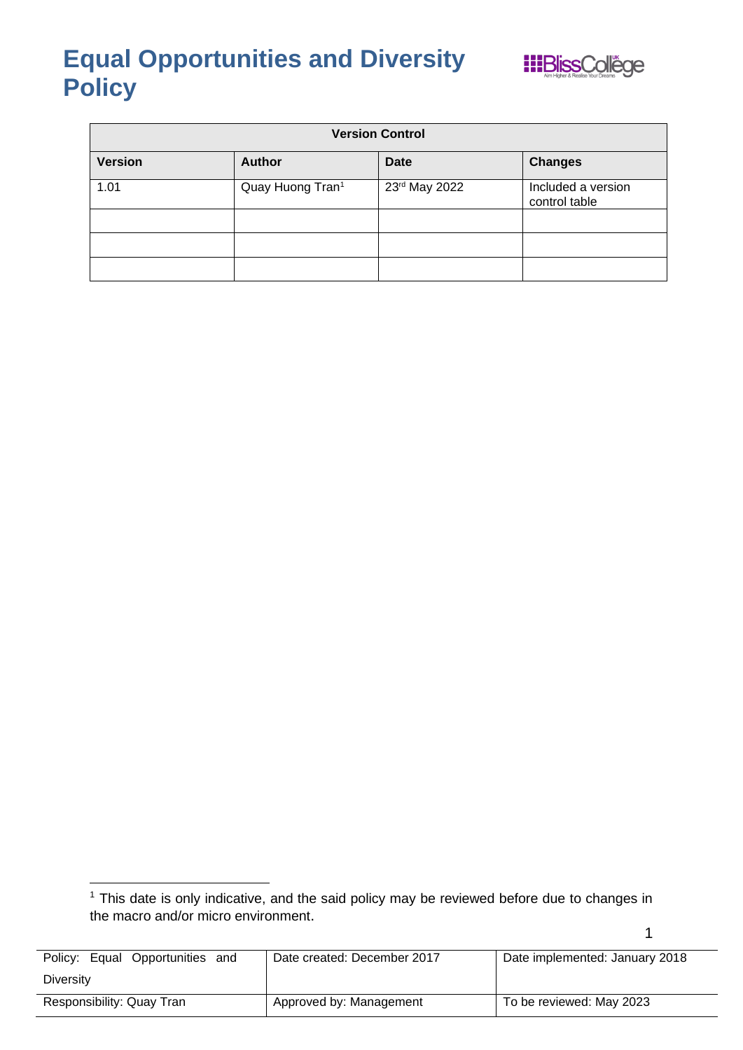# Equal Opportunities and Diversity Policy

| Version Control | | | |
|---|---|---|---|
| **Version** | **Author** | **Date** | **Changes** |
| 1.01 | Quay Huong Tran[1] | 23rd May 2022 | Included a version control table |
| | | | |
| | | | |
| | | | |

[1] This date is only indicative, and the said policy may be reviewed before due to changes in the macro and/or micro environment.

| Policy: Equal Opportunities and Diversity | Date created: December 2017 | Date implemented: January 2018 |
|---|---|---|
| Responsibility: Quay Tran | Approved by: Management | To be reviewed: May 2023 |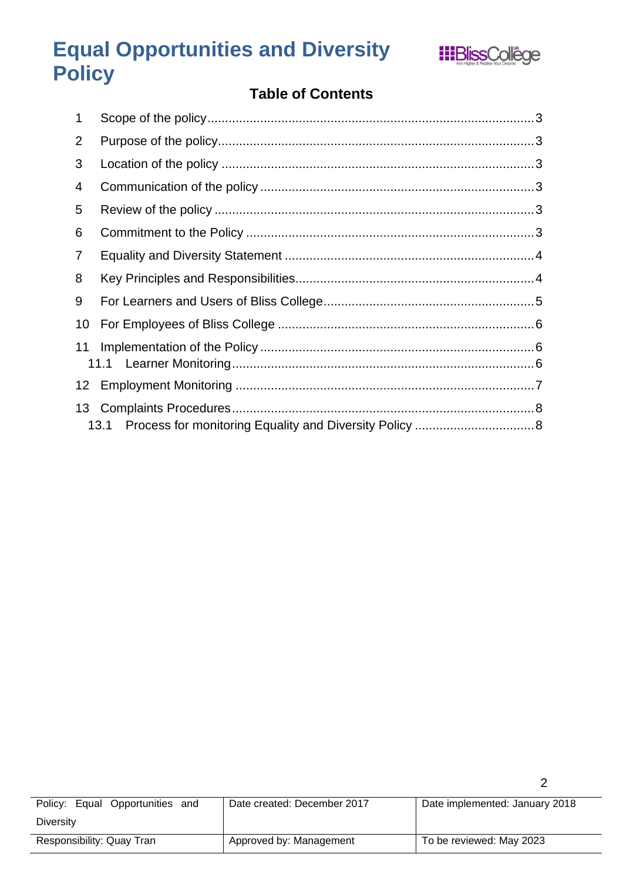## Table of Contents

1 Scope of the policy ..... 3

2 Purpose of the policy ..... 3

3 Location of the policy ..... 3

4 Communication of the policy ..... 3

5 Review of the policy ..... 3

6 Commitment to the Policy ..... 3

7 Equality and Diversity Statement ..... 4

8 Key Principles and Responsibilities ..... 4

9 For Learners and Users of Bliss College ..... 5

10 For Employees of Bliss College ..... 6

11 Implementation of the Policy ..... 6

  11.1 Learner Monitoring ..... 6

12 Employment Monitoring ..... 7

13 Complaints Procedures ..... 8

  13.1 Process for monitoring Equality and Diversity Policy ..... 8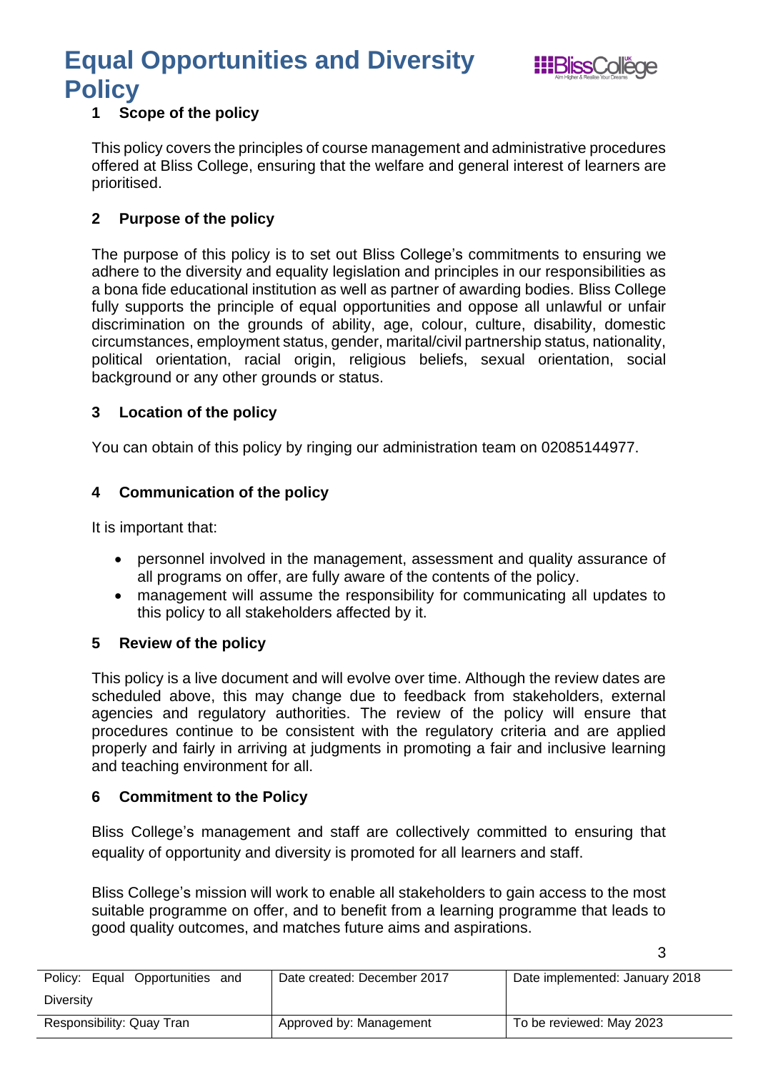# Equal Opportunities and Diversity Policy

## 1 Scope of the policy

This policy covers the principles of course management and administrative procedures offered at Bliss College, ensuring that the welfare and general interest of learners are prioritised.

## 2 Purpose of the policy

The purpose of this policy is to set out Bliss College's commitments to ensuring we adhere to the diversity and equality legislation and principles in our responsibilities as a bona fide educational institution as well as partner of awarding bodies. Bliss College fully supports the principle of equal opportunities and oppose all unlawful or unfair discrimination on the grounds of ability, age, colour, culture, disability, domestic circumstances, employment status, gender, marital/civil partnership status, nationality, political orientation, racial origin, religious beliefs, sexual orientation, social background or any other grounds or status.

## 3 Location of the policy

You can obtain of this policy by ringing our administration team on 02085144977.

## 4 Communication of the policy

It is important that:

- personnel involved in the management, assessment and quality assurance of all programs on offer, are fully aware of the contents of the policy.
- management will assume the responsibility for communicating all updates to this policy to all stakeholders affected by it.

## 5 Review of the policy

This policy is a live document and will evolve over time. Although the review dates are scheduled above, this may change due to feedback from stakeholders, external agencies and regulatory authorities. The review of the policy will ensure that procedures continue to be consistent with the regulatory criteria and are applied properly and fairly in arriving at judgments in promoting a fair and inclusive learning and teaching environment for all.

## 6 Commitment to the Policy

Bliss College's management and staff are collectively committed to ensuring that equality of opportunity and diversity is promoted for all learners and staff.

Bliss College's mission will work to enable all stakeholders to gain access to the most suitable programme on offer, and to benefit from a learning programme that leads to good quality outcomes, and matches future aims and aspirations.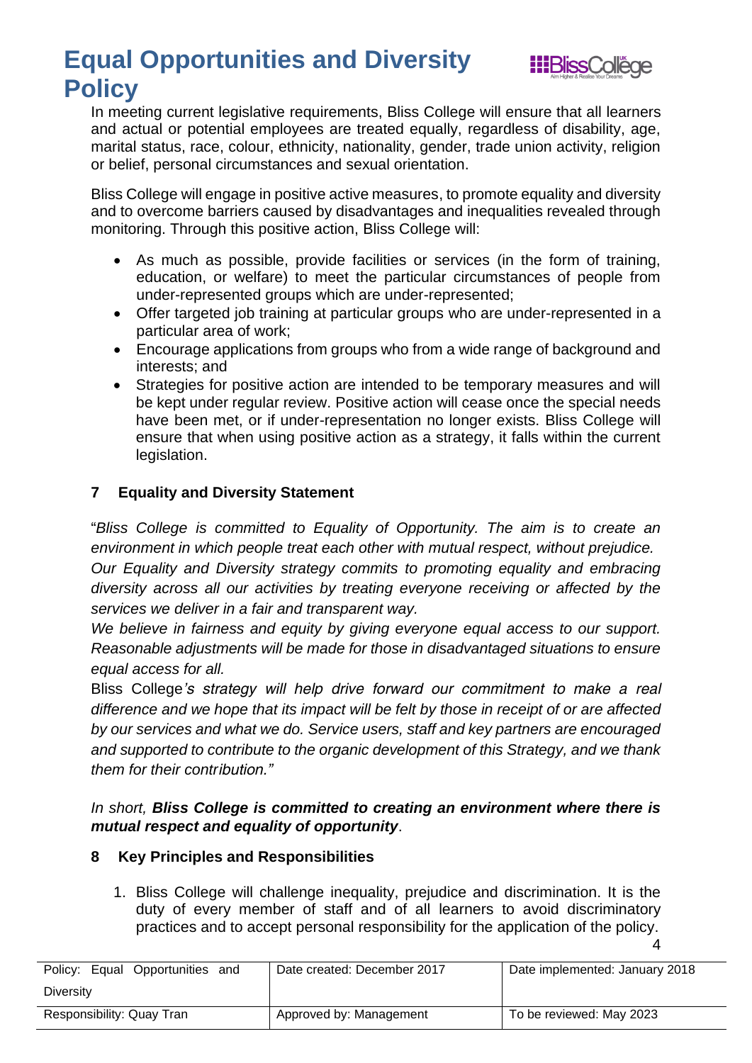In meeting current legislative requirements, Bliss College will ensure that all learners and actual or potential employees are treated equally, regardless of disability, age, marital status, race, colour, ethnicity, nationality, gender, trade union activity, religion or belief, personal circumstances and sexual orientation.

Bliss College will engage in positive active measures, to promote equality and diversity and to overcome barriers caused by disadvantages and inequalities revealed through monitoring. Through this positive action, Bliss College will:

- As much as possible, provide facilities or services (in the form of training, education, or welfare) to meet the particular circumstances of people from under-represented groups which are under-represented;
- Offer targeted job training at particular groups who are under-represented in a particular area of work;
- Encourage applications from groups who from a wide range of background and interests; and
- Strategies for positive action are intended to be temporary measures and will be kept under regular review. Positive action will cease once the special needs have been met, or if under-representation no longer exists. Bliss College will ensure that when using positive action as a strategy, it falls within the current legislation.

## 7 Equality and Diversity Statement

"*Bliss College is committed to Equality of Opportunity. The aim is to create an environment in which people treat each other with mutual respect, without prejudice.*
*Our Equality and Diversity strategy commits to promoting equality and embracing diversity across all our activities by treating everyone receiving or affected by the services we deliver in a fair and transparent way.*
*We believe in fairness and equity by giving everyone equal access to our support. Reasonable adjustments will be made for those in disadvantaged situations to ensure equal access for all.*
Bliss College*'s strategy will help drive forward our commitment to make a real difference and we hope that its impact will be felt by those in receipt of or are affected by our services and what we do. Service users, staff and key partners are encouraged and supported to contribute to the organic development of this Strategy, and we thank them for their contribution."*

*In short,* ***Bliss College is committed to creating an environment where there is mutual respect and equality of opportunity***.

## 8 Key Principles and Responsibilities

1. Bliss College will challenge inequality, prejudice and discrimination. It is the duty of every member of staff and of all learners to avoid discriminatory practices and to accept personal responsibility for the application of the policy.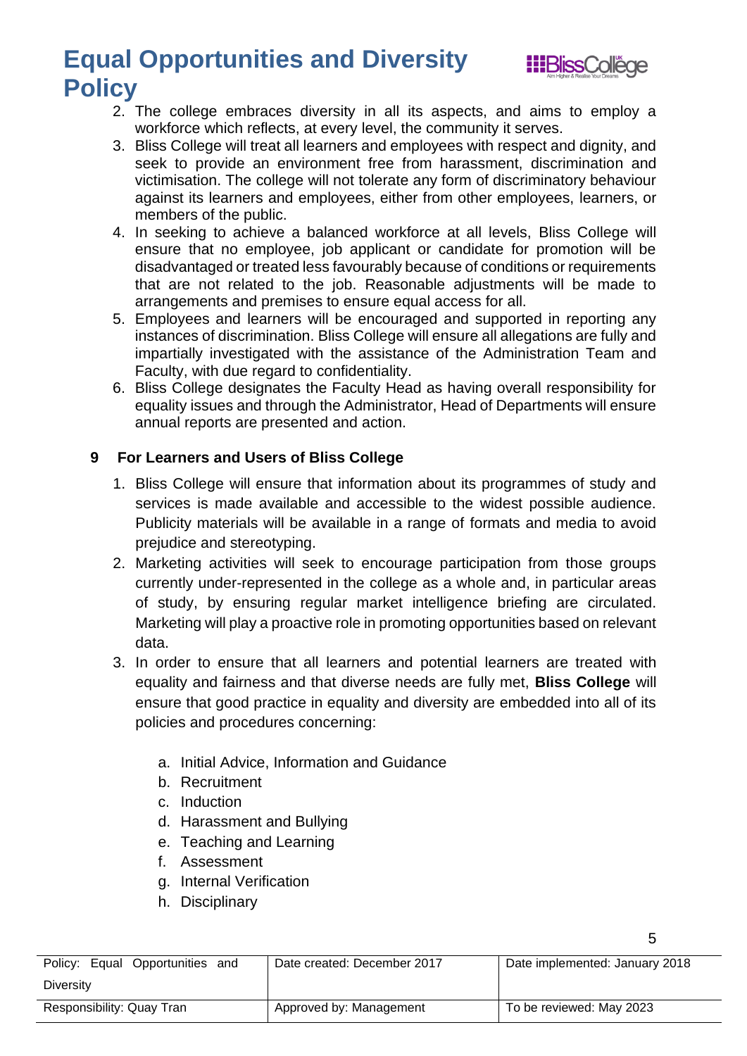2. The college embraces diversity in all its aspects, and aims to employ a workforce which reflects, at every level, the community it serves.
3. Bliss College will treat all learners and employees with respect and dignity, and seek to provide an environment free from harassment, discrimination and victimisation. The college will not tolerate any form of discriminatory behaviour against its learners and employees, either from other employees, learners, or members of the public.
4. In seeking to achieve a balanced workforce at all levels, Bliss College will ensure that no employee, job applicant or candidate for promotion will be disadvantaged or treated less favourably because of conditions or requirements that are not related to the job. Reasonable adjustments will be made to arrangements and premises to ensure equal access for all.
5. Employees and learners will be encouraged and supported in reporting any instances of discrimination. Bliss College will ensure all allegations are fully and impartially investigated with the assistance of the Administration Team and Faculty, with due regard to confidentiality.
6. Bliss College designates the Faculty Head as having overall responsibility for equality issues and through the Administrator, Head of Departments will ensure annual reports are presented and action.

## 9 For Learners and Users of Bliss College

1. Bliss College will ensure that information about its programmes of study and services is made available and accessible to the widest possible audience. Publicity materials will be available in a range of formats and media to avoid prejudice and stereotyping.
2. Marketing activities will seek to encourage participation from those groups currently under-represented in the college as a whole and, in particular areas of study, by ensuring regular market intelligence briefing are circulated. Marketing will play a proactive role in promoting opportunities based on relevant data.
3. In order to ensure that all learners and potential learners are treated with equality and fairness and that diverse needs are fully met, **Bliss College** will ensure that good practice in equality and diversity are embedded into all of its policies and procedures concerning:

    a. Initial Advice, Information and Guidance
    b. Recruitment
    c. Induction
    d. Harassment and Bullying
    e. Teaching and Learning
    f. Assessment
    g. Internal Verification
    h. Disciplinary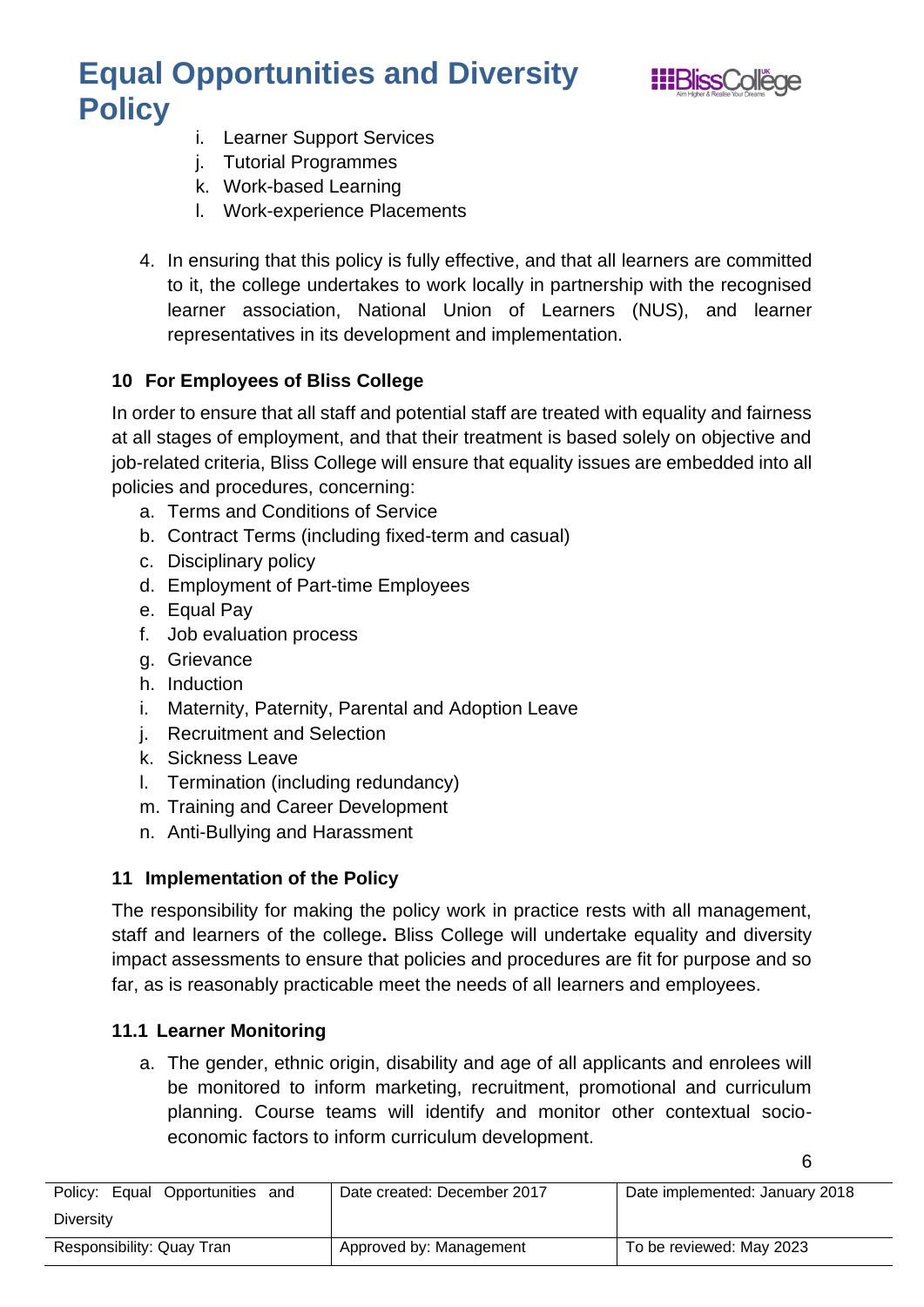i. Learner Support Services
j. Tutorial Programmes
k. Work-based Learning
l. Work-experience Placements

4. In ensuring that this policy is fully effective, and that all learners are committed to it, the college undertakes to work locally in partnership with the recognised learner association, National Union of Learners (NUS), and learner representatives in its development and implementation.

## 10 For Employees of Bliss College

In order to ensure that all staff and potential staff are treated with equality and fairness at all stages of employment, and that their treatment is based solely on objective and job-related criteria, Bliss College will ensure that equality issues are embedded into all policies and procedures, concerning:

a. Terms and Conditions of Service
b. Contract Terms (including fixed-term and casual)
c. Disciplinary policy
d. Employment of Part-time Employees
e. Equal Pay
f. Job evaluation process
g. Grievance
h. Induction
i. Maternity, Paternity, Parental and Adoption Leave
j. Recruitment and Selection
k. Sickness Leave
l. Termination (including redundancy)
m. Training and Career Development
n. Anti-Bullying and Harassment

## 11 Implementation of the Policy

The responsibility for making the policy work in practice rests with all management, staff and learners of the college**.** Bliss College will undertake equality and diversity impact assessments to ensure that policies and procedures are fit for purpose and so far, as is reasonably practicable meet the needs of all learners and employees.

### 11.1 Learner Monitoring

a. The gender, ethnic origin, disability and age of all applicants and enrolees will be monitored to inform marketing, recruitment, promotional and curriculum planning. Course teams will identify and monitor other contextual socio-economic factors to inform curriculum development.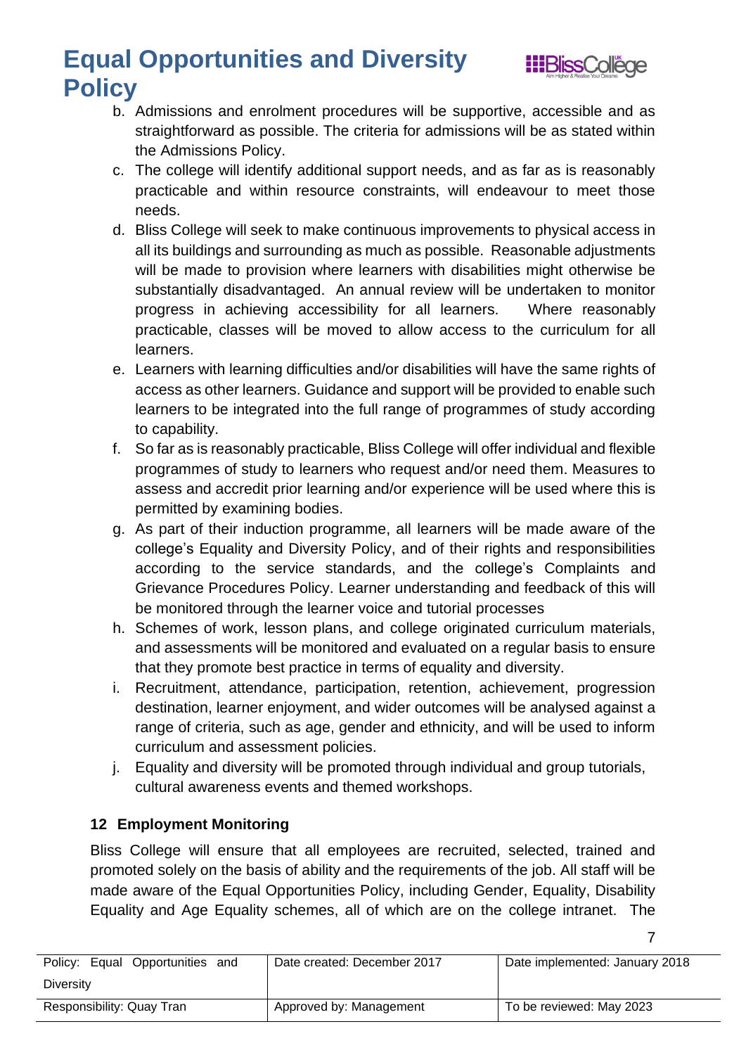b. Admissions and enrolment procedures will be supportive, accessible and as straightforward as possible. The criteria for admissions will be as stated within the Admissions Policy.
c. The college will identify additional support needs, and as far as is reasonably practicable and within resource constraints, will endeavour to meet those needs.
d. Bliss College will seek to make continuous improvements to physical access in all its buildings and surrounding as much as possible. Reasonable adjustments will be made to provision where learners with disabilities might otherwise be substantially disadvantaged. An annual review will be undertaken to monitor progress in achieving accessibility for all learners. Where reasonably practicable, classes will be moved to allow access to the curriculum for all learners.
e. Learners with learning difficulties and/or disabilities will have the same rights of access as other learners. Guidance and support will be provided to enable such learners to be integrated into the full range of programmes of study according to capability.
f. So far as is reasonably practicable, Bliss College will offer individual and flexible programmes of study to learners who request and/or need them. Measures to assess and accredit prior learning and/or experience will be used where this is permitted by examining bodies.
g. As part of their induction programme, all learners will be made aware of the college's Equality and Diversity Policy, and of their rights and responsibilities according to the service standards, and the college's Complaints and Grievance Procedures Policy. Learner understanding and feedback of this will be monitored through the learner voice and tutorial processes
h. Schemes of work, lesson plans, and college originated curriculum materials, and assessments will be monitored and evaluated on a regular basis to ensure that they promote best practice in terms of equality and diversity.
i. Recruitment, attendance, participation, retention, achievement, progression destination, learner enjoyment, and wider outcomes will be analysed against a range of criteria, such as age, gender and ethnicity, and will be used to inform curriculum and assessment policies.
j. Equality and diversity will be promoted through individual and group tutorials, cultural awareness events and themed workshops.

## 12 Employment Monitoring

Bliss College will ensure that all employees are recruited, selected, trained and promoted solely on the basis of ability and the requirements of the job. All staff will be made aware of the Equal Opportunities Policy, including Gender, Equality, Disability Equality and Age Equality schemes, all of which are on the college intranet. The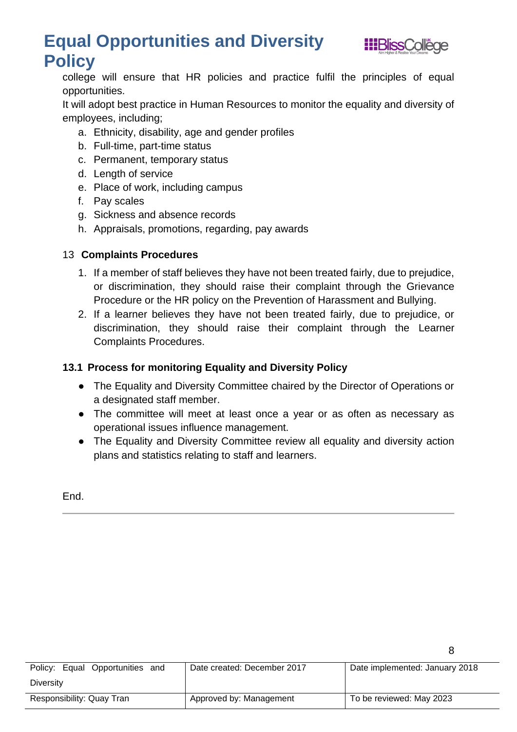college will ensure that HR policies and practice fulfil the principles of equal opportunities.

It will adopt best practice in Human Resources to monitor the equality and diversity of employees, including;

a. Ethnicity, disability, age and gender profiles
b. Full-time, part-time status
c. Permanent, temporary status
d. Length of service
e. Place of work, including campus
f. Pay scales
g. Sickness and absence records
h. Appraisals, promotions, regarding, pay awards

## 13 Complaints Procedures

1. If a member of staff believes they have not been treated fairly, due to prejudice, or discrimination, they should raise their complaint through the Grievance Procedure or the HR policy on the Prevention of Harassment and Bullying.
2. If a learner believes they have not been treated fairly, due to prejudice, or discrimination, they should raise their complaint through the Learner Complaints Procedures.

### 13.1 Process for monitoring Equality and Diversity Policy

- The Equality and Diversity Committee chaired by the Director of Operations or a designated staff member.
- The committee will meet at least once a year or as often as necessary as operational issues influence management.
- The Equality and Diversity Committee review all equality and diversity action plans and statistics relating to staff and learners.

End.

---

| | | |
|---|---|---|
| Policy: Equal Opportunities and Diversity | Date created: December 2017 | Date implemented: January 2018 |
| Responsibility: Quay Tran | Approved by: Management | To be reviewed: May 2023 |